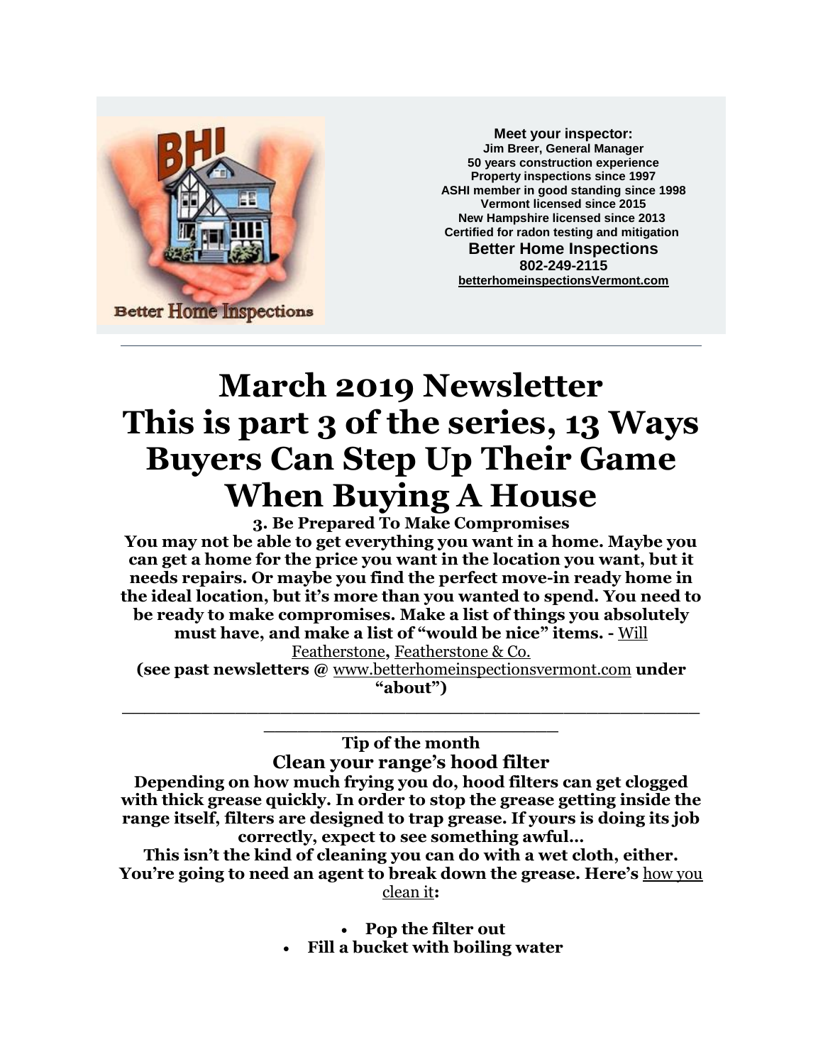Meet your inspector:
**Jim Breer, General Manager**
**50 years construction experience**
**Property inspections since 1997**
**ASHI member in good standing since 1998**
**Vermont licensed since 2015**
**New Hampshire licensed since 2013**
**Certified for radon testing and mitigation**

**Better Home Inspections**
**802-249-2115**
**betterhomeinspectionsVermont.com**

---

# March 2019 Newsletter
# This is part 3 of the series, 13 Ways Buyers Can Step Up Their Game When Buying A House

**3. Be Prepared To Make Compromises**

**You may not be able to get everything you want in a home. Maybe you can get a home for the price you want in the location you want, but it needs repairs. Or maybe you find the perfect move-in ready home in the ideal location, but it's more than you wanted to spend. You need to be ready to make compromises. Make a list of things you absolutely must have, and make a list of "would be nice" items. -** Will Featherstone**,** Featherstone & Co.

**(see past newsletters @** www.betterhomeinspectionsvermont.com **under "about")**

---

**Tip of the month**

## Clean your range's hood filter

**Depending on how much frying you do, hood filters can get clogged with thick grease quickly. In order to stop the grease getting inside the range itself, filters are designed to trap grease. If yours is doing its job correctly, expect to see something awful…**

**This isn't the kind of cleaning you can do with a wet cloth, either. You're going to need an agent to break down the grease. Here's** how you clean it**:**

- **Pop the filter out**
- **Fill a bucket with boiling water**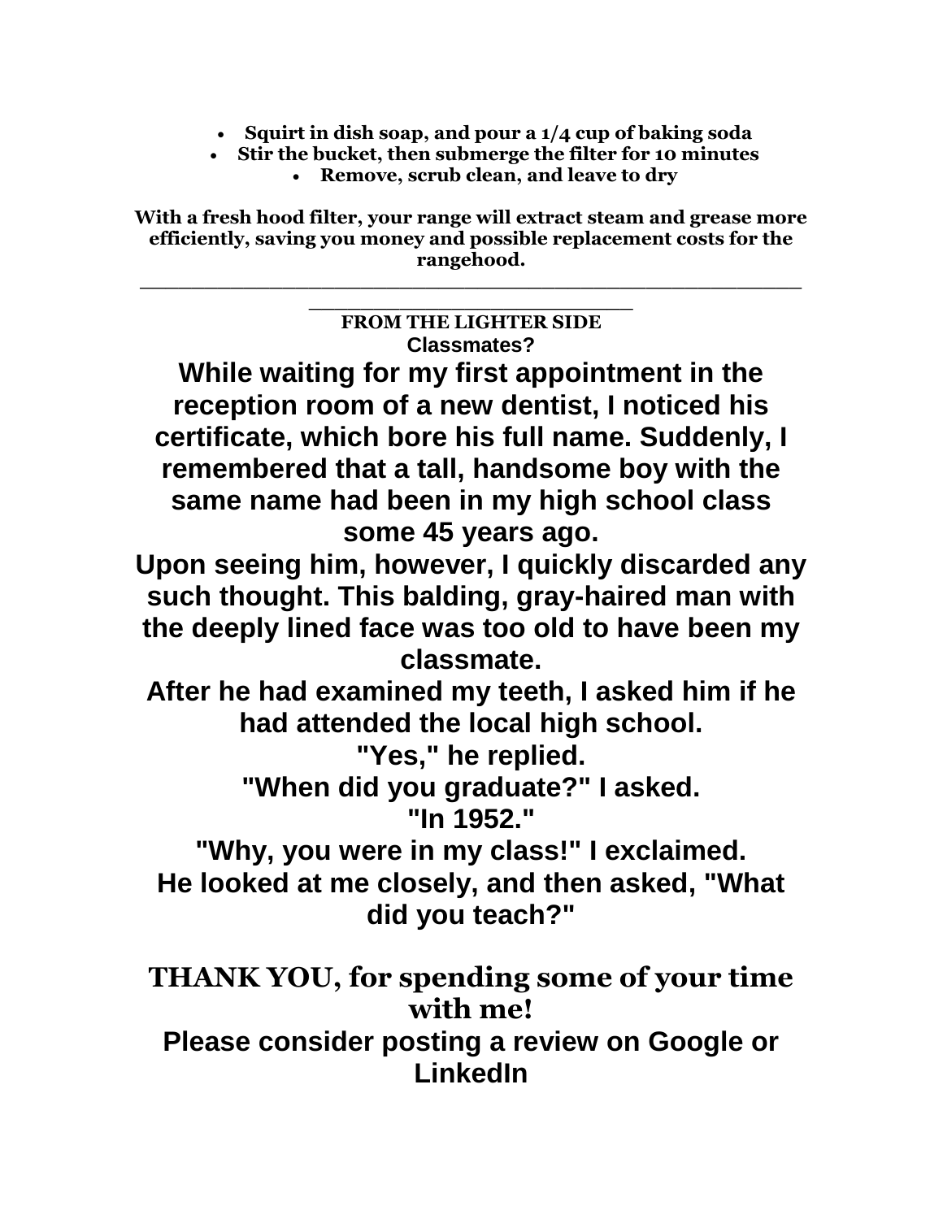- **Squirt in dish soap, and pour a 1/4 cup of baking soda**
- **Stir the bucket, then submerge the filter for 10 minutes**
- **Remove, scrub clean, and leave to dry**

**With a fresh hood filter, your range will extract steam and grease more efficiently, saving you money and possible replacement costs for the rangehood.**

---

## FROM THE LIGHTER SIDE

### Classmates?

**While waiting for my first appointment in the reception room of a new dentist, I noticed his certificate, which bore his full name. Suddenly, I remembered that a tall, handsome boy with the same name had been in my high school class some 45 years ago.**

**Upon seeing him, however, I quickly discarded any such thought. This balding, gray-haired man with the deeply lined face was too old to have been my classmate.**

**After he had examined my teeth, I asked him if he had attended the local high school.**

**"Yes," he replied.**

**"When did you graduate?" I asked.**

**"In 1952."**

**"Why, you were in my class!" I exclaimed.**

**He looked at me closely, and then asked, "What did you teach?"**

## THANK YOU, for spending some of your time with me!

**Please consider posting a review on Google or LinkedIn**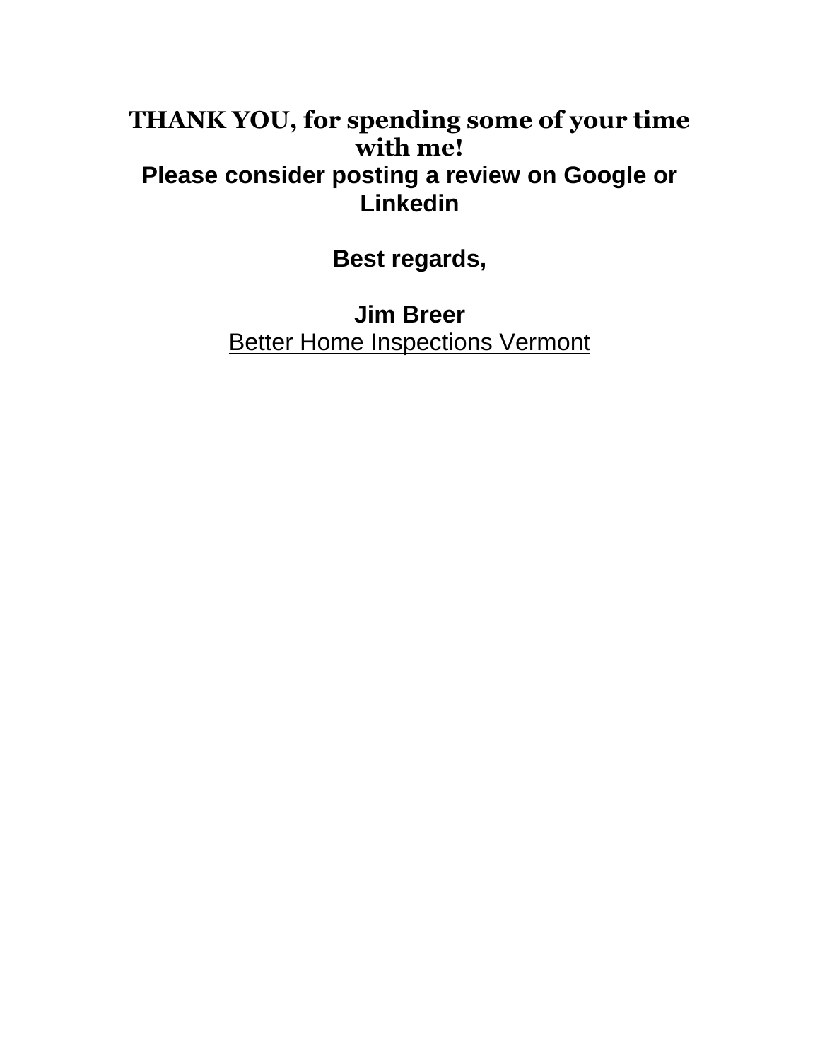**THANK YOU, for spending some of your time with me!**

**Please consider posting a review on Google or Linkedin**

**Best regards,**

**Jim Breer**

Better Home Inspections Vermont